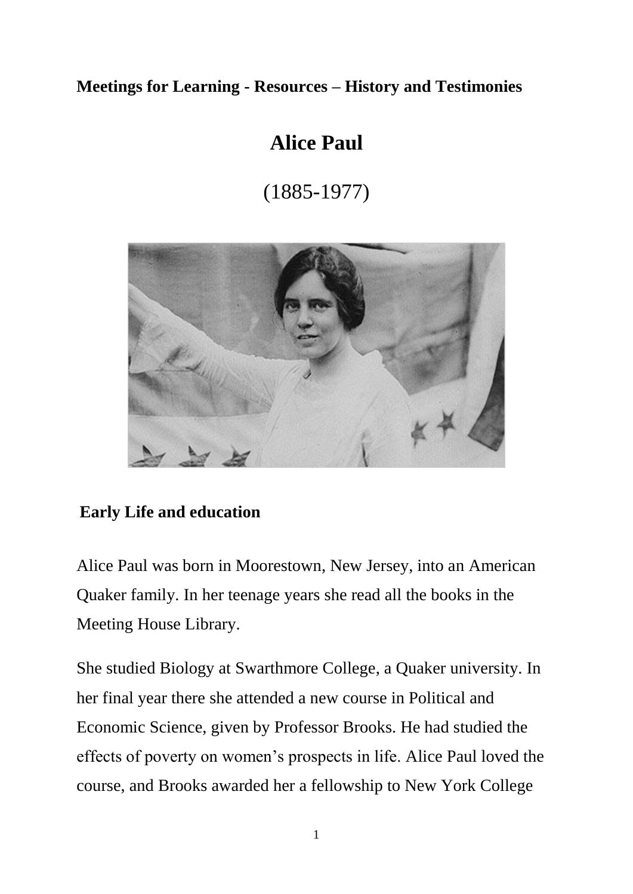**Meetings for Learning - Resources – History and Testimonies**

# Alice Paul

(1885-1977)

## Early Life and education

Alice Paul was born in Moorestown, New Jersey, into an American Quaker family. In her teenage years she read all the books in the Meeting House Library.

She studied Biology at Swarthmore College, a Quaker university. In her final year there she attended a new course in Political and Economic Science, given by Professor Brooks. He had studied the effects of poverty on women's prospects in life. Alice Paul loved the course, and Brooks awarded her a fellowship to New York College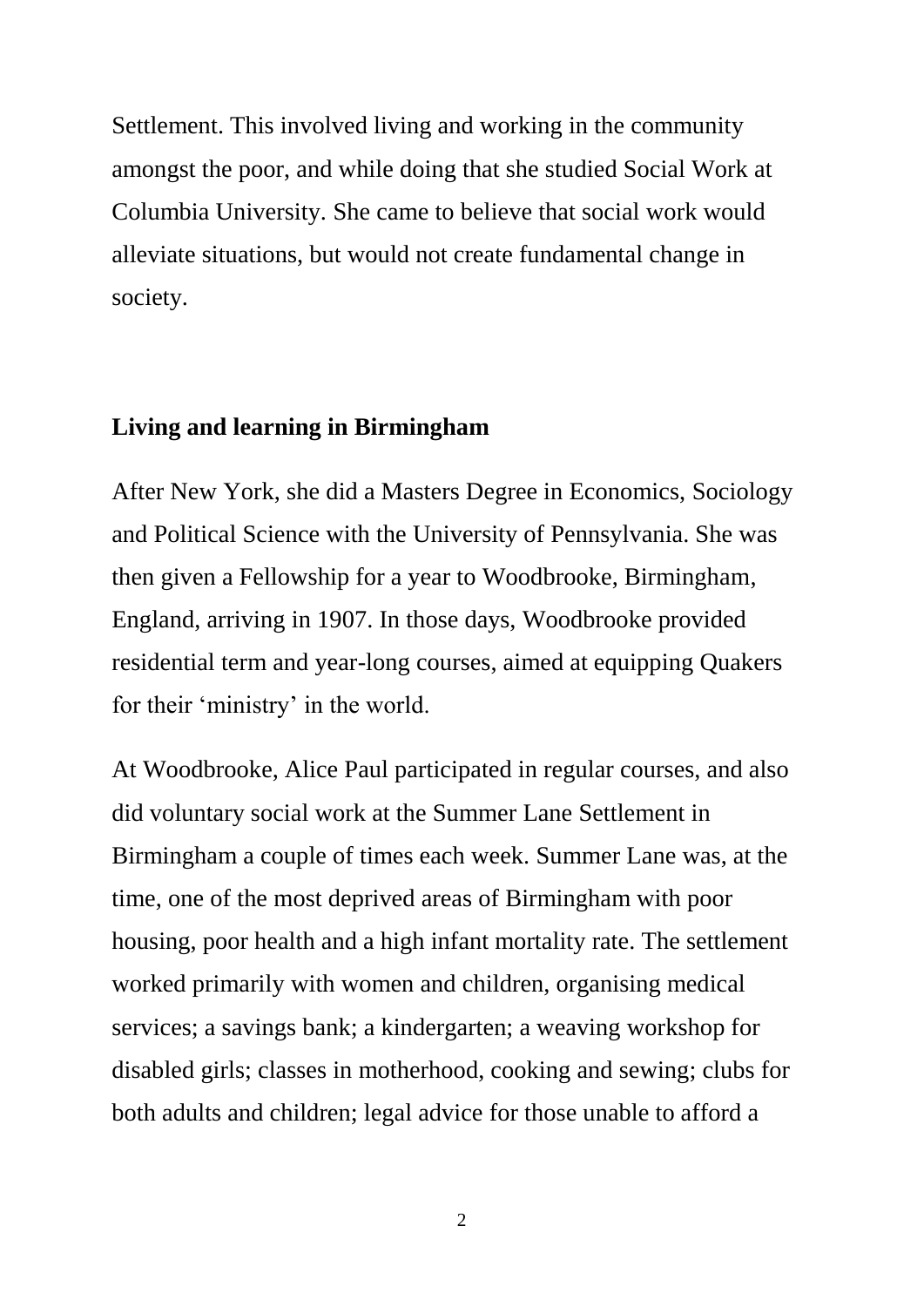Settlement. This involved living and working in the community amongst the poor, and while doing that she studied Social Work at Columbia University. She came to believe that social work would alleviate situations, but would not create fundamental change in society.

## Living and learning in Birmingham

After New York, she did a Masters Degree in Economics, Sociology and Political Science with the University of Pennsylvania. She was then given a Fellowship for a year to Woodbrooke, Birmingham, England, arriving in 1907. In those days, Woodbrooke provided residential term and year-long courses, aimed at equipping Quakers for their 'ministry' in the world.

At Woodbrooke, Alice Paul participated in regular courses, and also did voluntary social work at the Summer Lane Settlement in Birmingham a couple of times each week. Summer Lane was, at the time, one of the most deprived areas of Birmingham with poor housing, poor health and a high infant mortality rate. The settlement worked primarily with women and children, organising medical services; a savings bank; a kindergarten; a weaving workshop for disabled girls; classes in motherhood, cooking and sewing; clubs for both adults and children; legal advice for those unable to afford a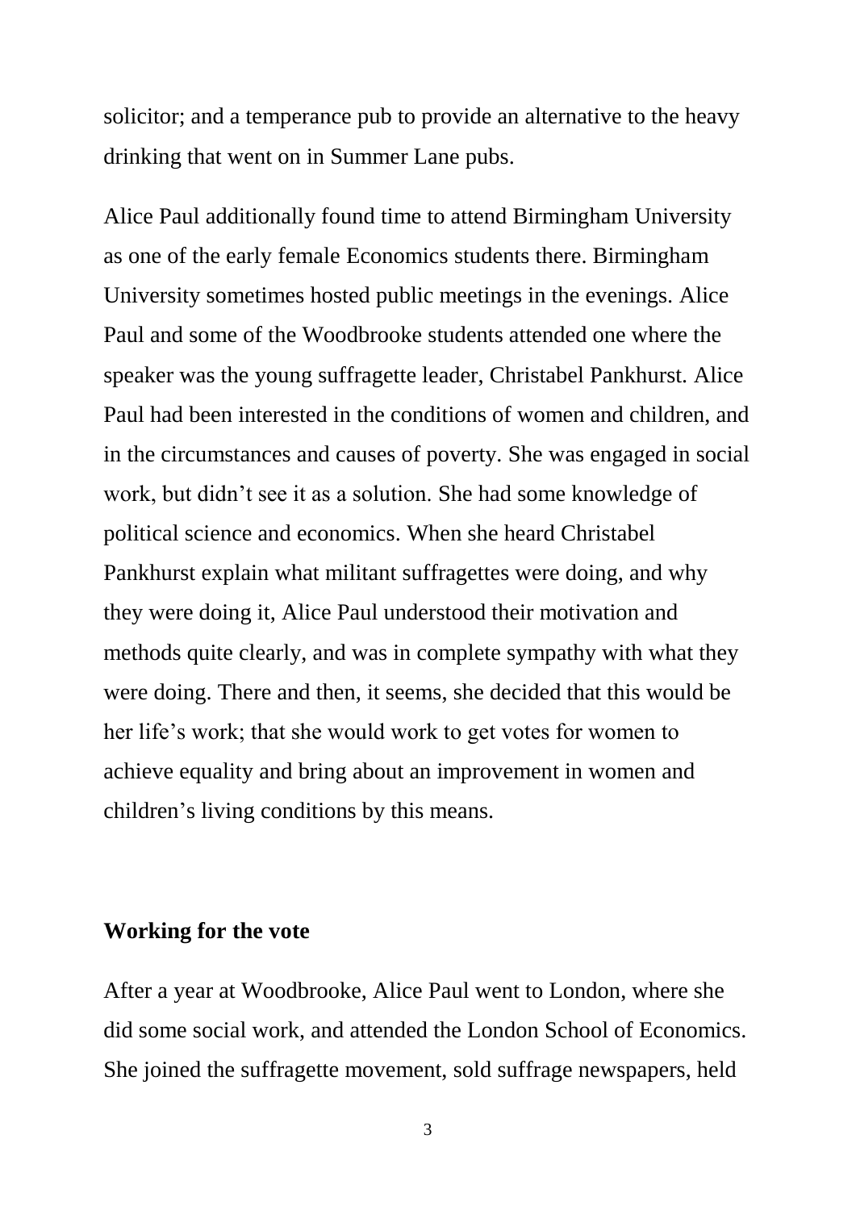solicitor; and a temperance pub to provide an alternative to the heavy drinking that went on in Summer Lane pubs.

Alice Paul additionally found time to attend Birmingham University as one of the early female Economics students there. Birmingham University sometimes hosted public meetings in the evenings. Alice Paul and some of the Woodbrooke students attended one where the speaker was the young suffragette leader, Christabel Pankhurst. Alice Paul had been interested in the conditions of women and children, and in the circumstances and causes of poverty. She was engaged in social work, but didn't see it as a solution. She had some knowledge of political science and economics. When she heard Christabel Pankhurst explain what militant suffragettes were doing, and why they were doing it, Alice Paul understood their motivation and methods quite clearly, and was in complete sympathy with what they were doing. There and then, it seems, she decided that this would be her life's work; that she would work to get votes for women to achieve equality and bring about an improvement in women and children's living conditions by this means.

## Working for the vote

After a year at Woodbrooke, Alice Paul went to London, where she did some social work, and attended the London School of Economics. She joined the suffragette movement, sold suffrage newspapers, held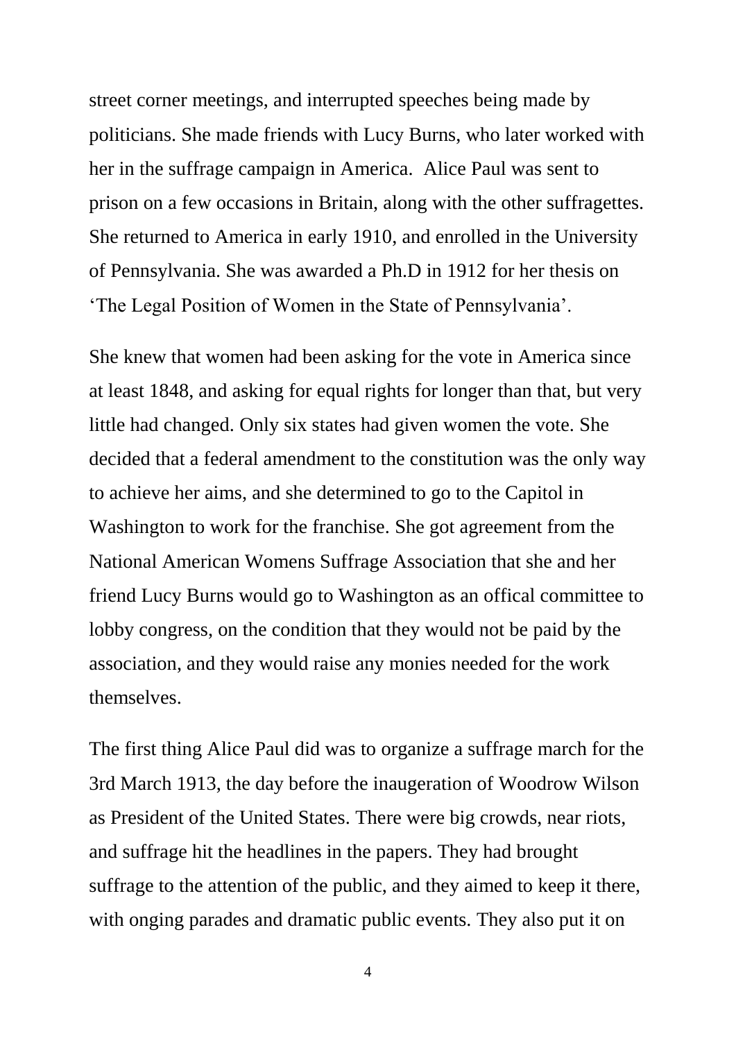street corner meetings, and interrupted speeches being made by politicians. She made friends with Lucy Burns, who later worked with her in the suffrage campaign in America. Alice Paul was sent to prison on a few occasions in Britain, along with the other suffragettes. She returned to America in early 1910, and enrolled in the University of Pennsylvania. She was awarded a Ph.D in 1912 for her thesis on 'The Legal Position of Women in the State of Pennsylvania'.

She knew that women had been asking for the vote in America since at least 1848, and asking for equal rights for longer than that, but very little had changed. Only six states had given women the vote. She decided that a federal amendment to the constitution was the only way to achieve her aims, and she determined to go to the Capitol in Washington to work for the franchise. She got agreement from the National American Womens Suffrage Association that she and her friend Lucy Burns would go to Washington as an offical committee to lobby congress, on the condition that they would not be paid by the association, and they would raise any monies needed for the work themselves.

The first thing Alice Paul did was to organize a suffrage march for the 3rd March 1913, the day before the inaugeration of Woodrow Wilson as President of the United States. There were big crowds, near riots, and suffrage hit the headlines in the papers. They had brought suffrage to the attention of the public, and they aimed to keep it there, with onging parades and dramatic public events. They also put it on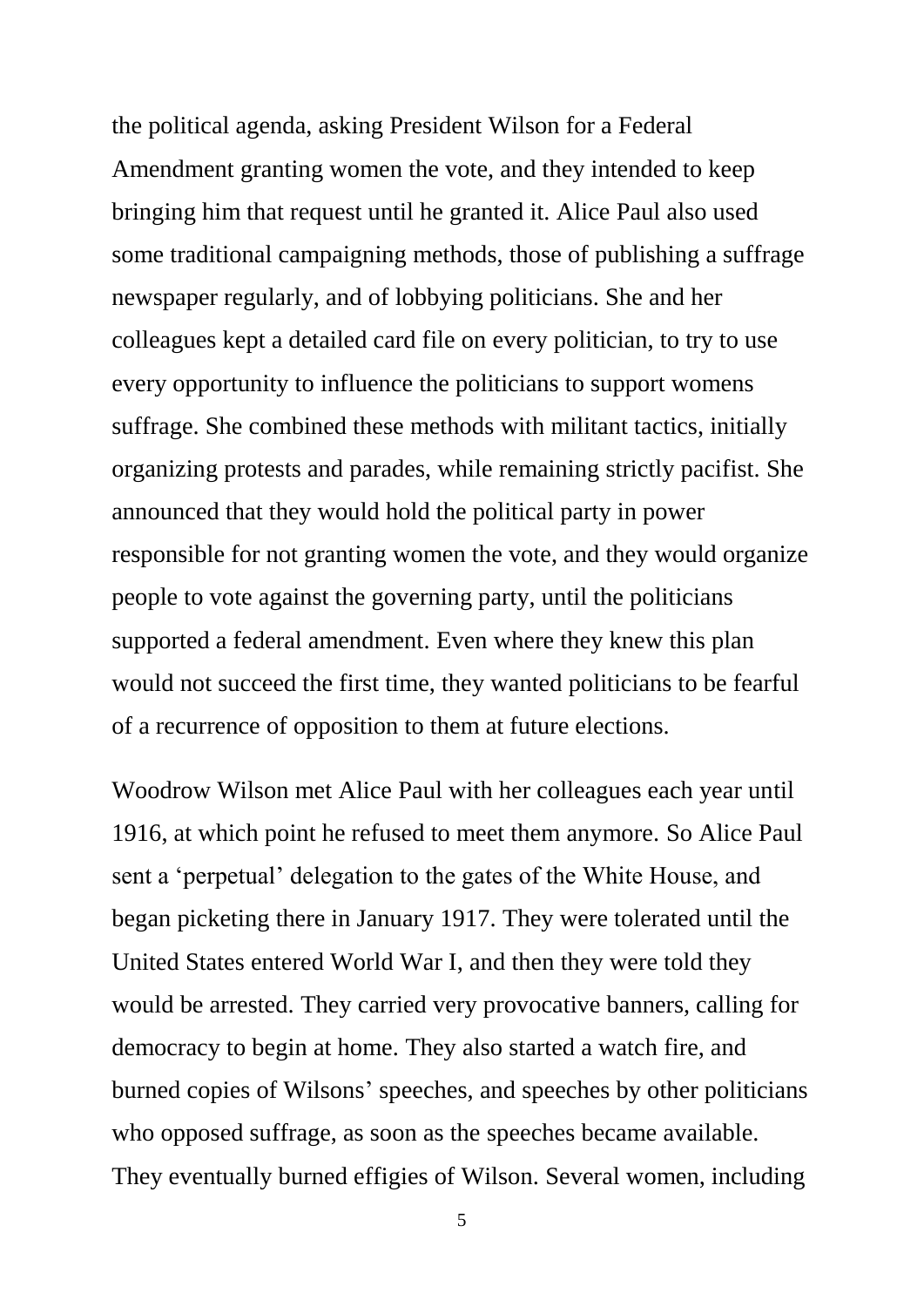the political agenda, asking President Wilson for a Federal Amendment granting women the vote, and they intended to keep bringing him that request until he granted it. Alice Paul also used some traditional campaigning methods, those of publishing a suffrage newspaper regularly, and of lobbying politicians. She and her colleagues kept a detailed card file on every politician, to try to use every opportunity to influence the politicians to support womens suffrage. She combined these methods with militant tactics, initially organizing protests and parades, while remaining strictly pacifist. She announced that they would hold the political party in power responsible for not granting women the vote, and they would organize people to vote against the governing party, until the politicians supported a federal amendment. Even where they knew this plan would not succeed the first time, they wanted politicians to be fearful of a recurrence of opposition to them at future elections.

Woodrow Wilson met Alice Paul with her colleagues each year until 1916, at which point he refused to meet them anymore. So Alice Paul sent a 'perpetual' delegation to the gates of the White House, and began picketing there in January 1917. They were tolerated until the United States entered World War I, and then they were told they would be arrested. They carried very provocative banners, calling for democracy to begin at home. They also started a watch fire, and burned copies of Wilsons' speeches, and speeches by other politicians who opposed suffrage, as soon as the speeches became available. They eventually burned effigies of Wilson. Several women, including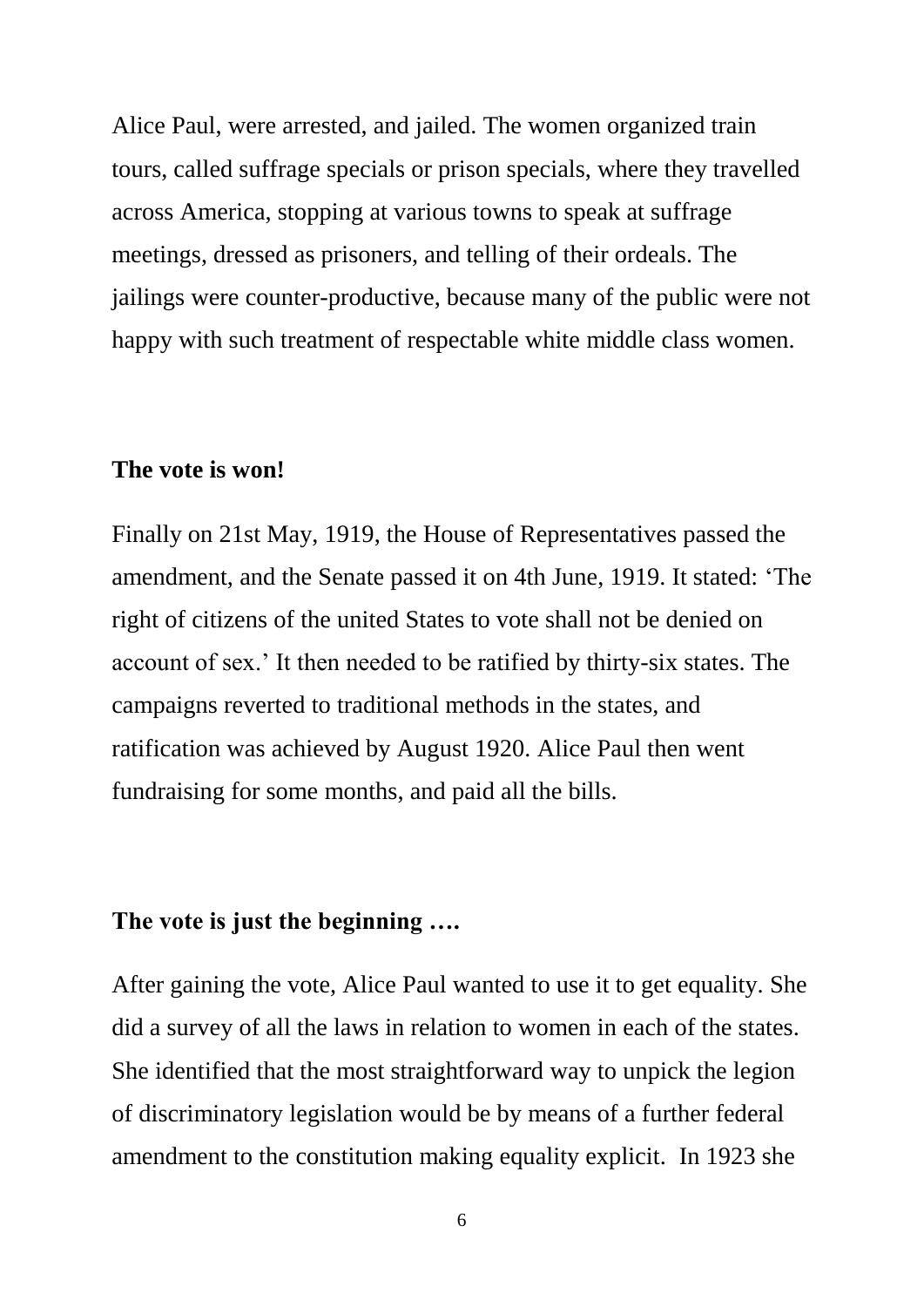Alice Paul, were arrested, and jailed. The women organized train tours, called suffrage specials or prison specials, where they travelled across America, stopping at various towns to speak at suffrage meetings, dressed as prisoners, and telling of their ordeals. The jailings were counter-productive, because many of the public were not happy with such treatment of respectable white middle class women.

**The vote is won!**

Finally on 21st May, 1919, the House of Representatives passed the amendment, and the Senate passed it on 4th June, 1919. It stated: 'The right of citizens of the united States to vote shall not be denied on account of sex.' It then needed to be ratified by thirty-six states. The campaigns reverted to traditional methods in the states, and ratification was achieved by August 1920. Alice Paul then went fundraising for some months, and paid all the bills.

**The vote is just the beginning ….**

After gaining the vote, Alice Paul wanted to use it to get equality. She did a survey of all the laws in relation to women in each of the states. She identified that the most straightforward way to unpick the legion of discriminatory legislation would be by means of a further federal amendment to the constitution making equality explicit.  In 1923 she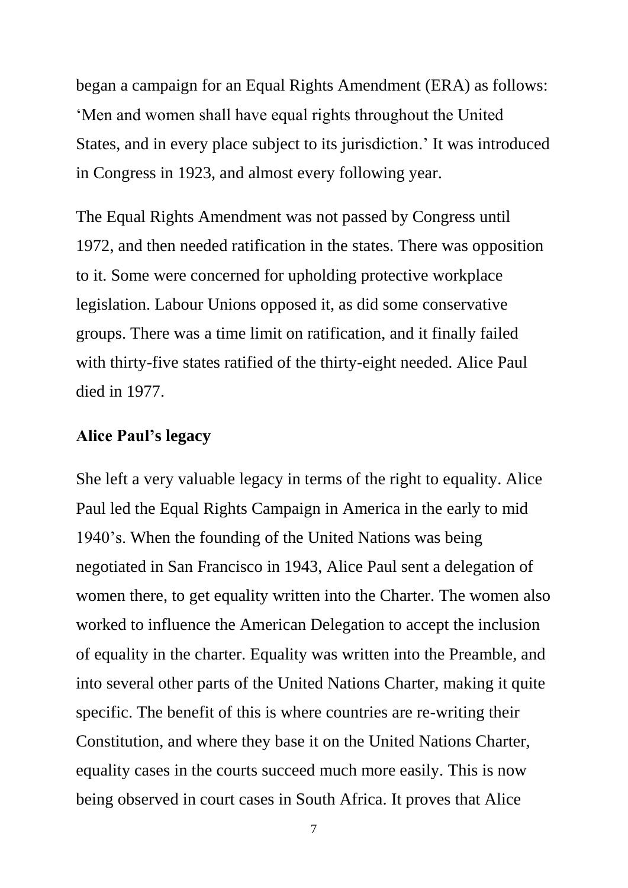began a campaign for an Equal Rights Amendment (ERA) as follows: 'Men and women shall have equal rights throughout the United States, and in every place subject to its jurisdiction.' It was introduced in Congress in 1923, and almost every following year.

The Equal Rights Amendment was not passed by Congress until 1972, and then needed ratification in the states. There was opposition to it. Some were concerned for upholding protective workplace legislation. Labour Unions opposed it, as did some conservative groups. There was a time limit on ratification, and it finally failed with thirty-five states ratified of the thirty-eight needed. Alice Paul died in 1977.

## Alice Paul's legacy

She left a very valuable legacy in terms of the right to equality. Alice Paul led the Equal Rights Campaign in America in the early to mid 1940's. When the founding of the United Nations was being negotiated in San Francisco in 1943, Alice Paul sent a delegation of women there, to get equality written into the Charter. The women also worked to influence the American Delegation to accept the inclusion of equality in the charter. Equality was written into the Preamble, and into several other parts of the United Nations Charter, making it quite specific. The benefit of this is where countries are re-writing their Constitution, and where they base it on the United Nations Charter, equality cases in the courts succeed much more easily. This is now being observed in court cases in South Africa. It proves that Alice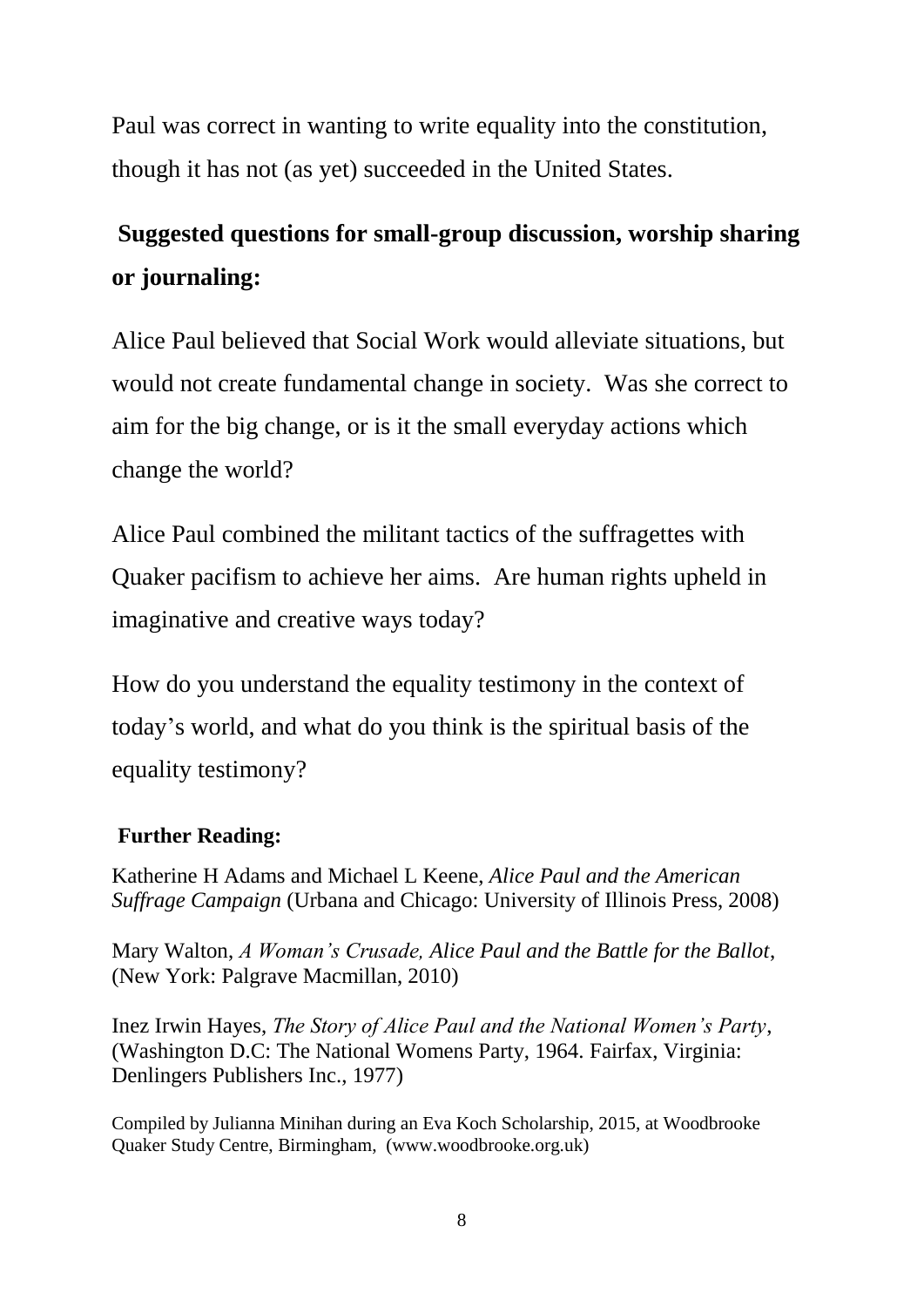Paul was correct in wanting to write equality into the constitution, though it has not (as yet) succeeded in the United States.

## Suggested questions for small-group discussion, worship sharing or journaling:

Alice Paul believed that Social Work would alleviate situations, but would not create fundamental change in society. Was she correct to aim for the big change, or is it the small everyday actions which change the world?

Alice Paul combined the militant tactics of the suffragettes with Quaker pacifism to achieve her aims. Are human rights upheld in imaginative and creative ways today?

How do you understand the equality testimony in the context of today's world, and what do you think is the spiritual basis of the equality testimony?

### Further Reading:

Katherine H Adams and Michael L Keene, *Alice Paul and the American Suffrage Campaign* (Urbana and Chicago: University of Illinois Press, 2008)

Mary Walton, *A Woman's Crusade, Alice Paul and the Battle for the Ballot*, (New York: Palgrave Macmillan, 2010)

Inez Irwin Hayes, *The Story of Alice Paul and the National Women's Party*, (Washington D.C: The National Womens Party, 1964. Fairfax, Virginia: Denlingers Publishers Inc., 1977)

Compiled by Julianna Minihan during an Eva Koch Scholarship, 2015, at Woodbrooke Quaker Study Centre, Birmingham, (www.woodbrooke.org.uk)